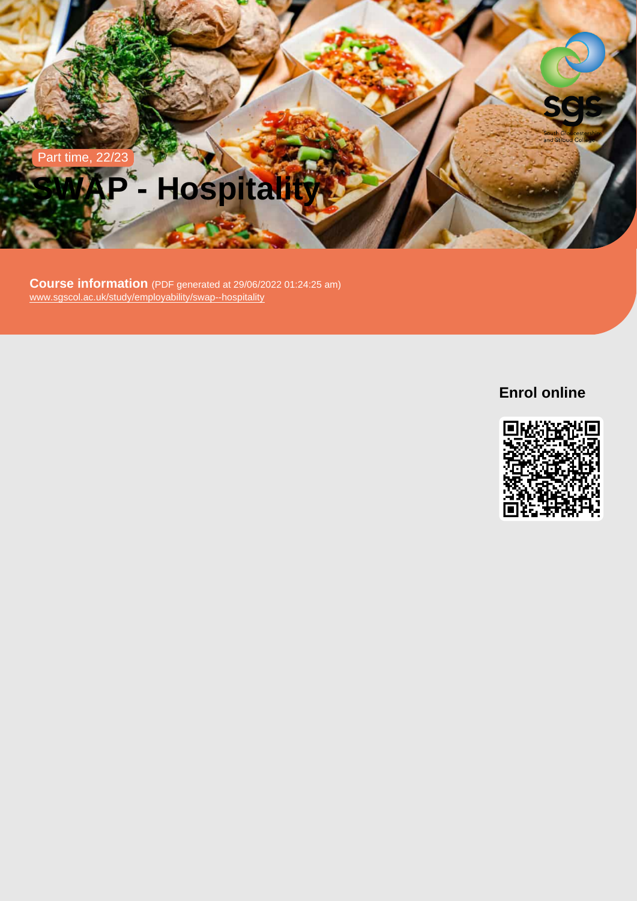Part time, 22/23

# SWAP - Hospitality

**Course information** (PDF generated at 29/06/2022 01:24:25 am)
www.sgscol.ac.uk/study/employability/swap--hospitality

## Enrol online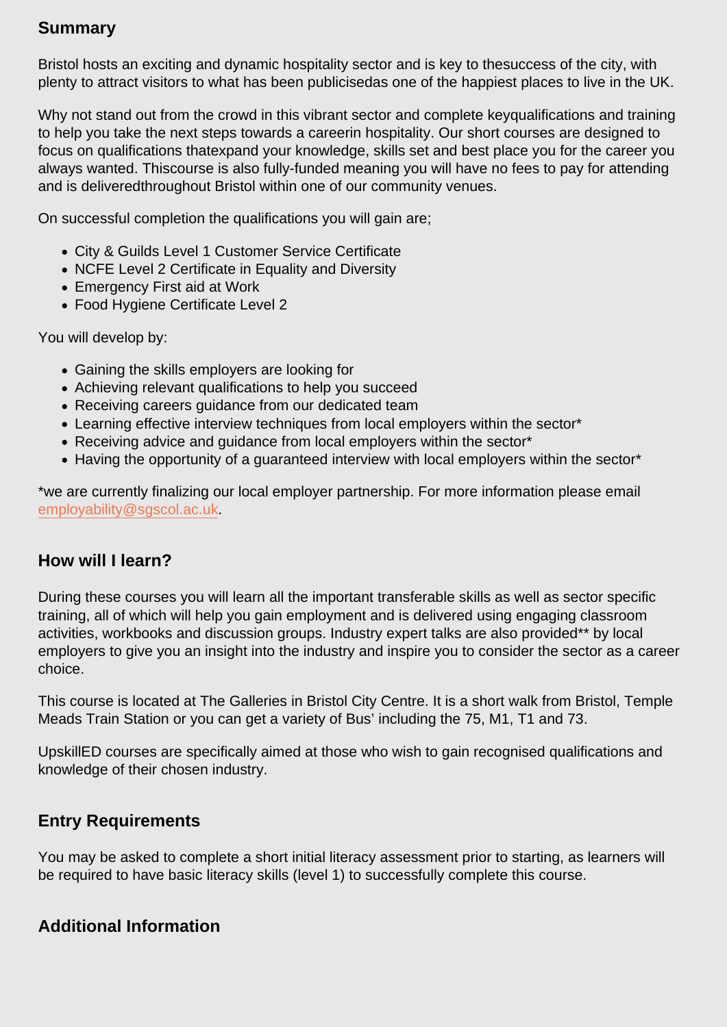## Summary

Bristol hosts an exciting and dynamic hospitality sector and is key to thesuccess of the city, with plenty to attract visitors to what has been publicisedas one of the happiest places to live in the UK.

Why not stand out from the crowd in this vibrant sector and complete keyqualifications and training to help you take the next steps towards a careerin hospitality. Our short courses are designed to focus on qualifications thatexpand your knowledge, skills set and best place you for the career you always wanted. Thiscourse is also fully-funded meaning you will have no fees to pay for attending and is deliveredthroughout Bristol within one of our community venues.

On successful completion the qualifications you will gain are;

- City & Guilds Level 1 Customer Service Certificate
- NCFE Level 2 Certificate in Equality and Diversity
- Emergency First aid at Work
- Food Hygiene Certificate Level 2

You will develop by:

- Gaining the skills employers are looking for
- Achieving relevant qualifications to help you succeed
- Receiving careers guidance from our dedicated team
- Learning effective interview techniques from local employers within the sector*
- Receiving advice and guidance from local employers within the sector*
- Having the opportunity of a guaranteed interview with local employers within the sector*

*we are currently finalizing our local employer partnership. For more information please email employability@sgscol.ac.uk.

## How will I learn?

During these courses you will learn all the important transferable skills as well as sector specific training, all of which will help you gain employment and is delivered using engaging classroom activities, workbooks and discussion groups. Industry expert talks are also provided** by local employers to give you an insight into the industry and inspire you to consider the sector as a career choice.

This course is located at The Galleries in Bristol City Centre. It is a short walk from Bristol, Temple Meads Train Station or you can get a variety of Bus' including the 75, M1, T1 and 73.

UpskillED courses are specifically aimed at those who wish to gain recognised qualifications and knowledge of their chosen industry.

## Entry Requirements

You may be asked to complete a short initial literacy assessment prior to starting, as learners will be required to have basic literacy skills (level 1) to successfully complete this course.

## Additional Information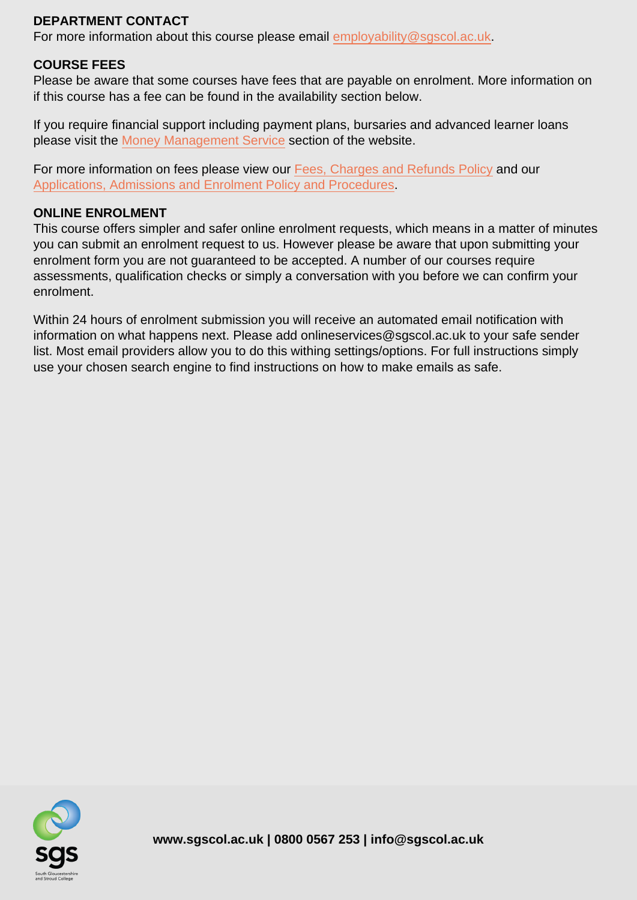## DEPARTMENT CONTACT

For more information about this course please email employability@sgscol.ac.uk.

## COURSE FEES

Please be aware that some courses have fees that are payable on enrolment. More information on if this course has a fee can be found in the availability section below.

If you require financial support including payment plans, bursaries and advanced learner loans please visit the Money Management Service section of the website.

For more information on fees please view our Fees, Charges and Refunds Policy and our Applications, Admissions and Enrolment Policy and Procedures.

## ONLINE ENROLMENT

This course offers simpler and safer online enrolment requests, which means in a matter of minutes you can submit an enrolment request to us. However please be aware that upon submitting your enrolment form you are not guaranteed to be accepted. A number of our courses require assessments, qualification checks or simply a conversation with you before we can confirm your enrolment.

Within 24 hours of enrolment submission you will receive an automated email notification with information on what happens next. Please add onlineservices@sgscol.ac.uk to your safe sender list. Most email providers allow you to do this withing settings/options. For full instructions simply use your chosen search engine to find instructions on how to make emails as safe.

sgs
South Gloucestershire and Stroud College

**www.sgscol.ac.uk | 0800 0567 253 | info@sgscol.ac.uk**